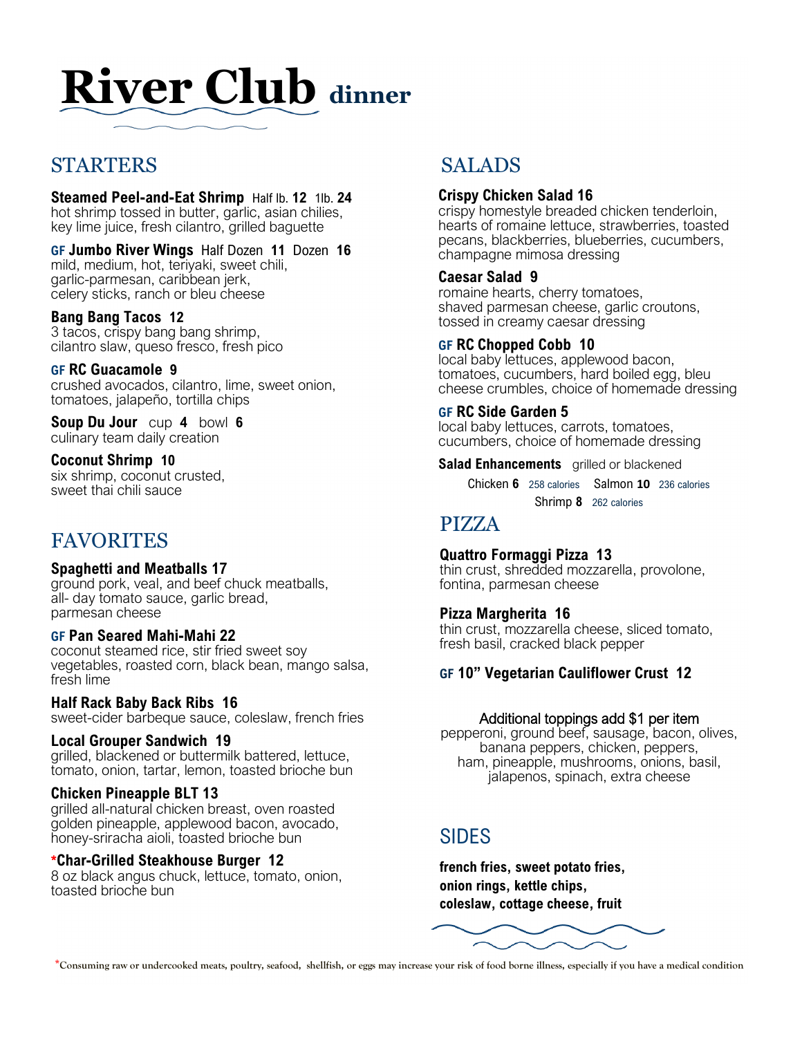# River Club dinner

## STARTERS

**Steamed Peel-and-Eat Shrimp** Half lb. **12** 1lb. **24**
hot shrimp tossed in butter, garlic, asian chilies, key lime juice, fresh cilantro, grilled baguette

**GF Jumbo River Wings** Half Dozen **11** Dozen **16**
mild, medium, hot, teriyaki, sweet chili, garlic-parmesan, caribbean jerk, celery sticks, ranch or bleu cheese

**Bang Bang Tacos 12**
3 tacos, crispy bang bang shrimp, cilantro slaw, queso fresco, fresh pico

**GF RC Guacamole 9**
crushed avocados, cilantro, lime, sweet onion, tomatoes, jalapeño, tortilla chips

**Soup Du Jour** cup **4** bowl **6**
culinary team daily creation

**Coconut Shrimp 10**
six shrimp, coconut crusted, sweet thai chili sauce

## FAVORITES

**Spaghetti and Meatballs 17**
ground pork, veal, and beef chuck meatballs, all- day tomato sauce, garlic bread, parmesan cheese

**GF Pan Seared Mahi-Mahi 22**
coconut steamed rice, stir fried sweet soy vegetables, roasted corn, black bean, mango salsa, fresh lime

**Half Rack Baby Back Ribs 16**
sweet-cider barbeque sauce, coleslaw, french fries

**Local Grouper Sandwich 19**
grilled, blackened or buttermilk battered, lettuce, tomato, onion, tartar, lemon, toasted brioche bun

**Chicken Pineapple BLT 13**
grilled all-natural chicken breast, oven roasted golden pineapple, applewood bacon, avocado, honey-sriracha aioli, toasted brioche bun

**\*Char-Grilled Steakhouse Burger 12**
8 oz black angus chuck, lettuce, tomato, onion, toasted brioche bun

## SALADS

**Crispy Chicken Salad 16**
crispy homestyle breaded chicken tenderloin, hearts of romaine lettuce, strawberries, toasted pecans, blackberries, blueberries, cucumbers, champagne mimosa dressing

**Caesar Salad 9**
romaine hearts, cherry tomatoes, shaved parmesan cheese, garlic croutons, tossed in creamy caesar dressing

**GF RC Chopped Cobb 10**
local baby lettuces, applewood bacon, tomatoes, cucumbers, hard boiled egg, bleu cheese crumbles, choice of homemade dressing

**GF RC Side Garden 5**
local baby lettuces, carrots, tomatoes, cucumbers, choice of homemade dressing

**Salad Enhancements** grilled or blackened
Chicken **6** 258 calories Salmon **10** 236 calories
Shrimp **8** 262 calories

## PIZZA

**Quattro Formaggi Pizza 13**
thin crust, shredded mozzarella, provolone, fontina, parmesan cheese

**Pizza Margherita 16**
thin crust, mozzarella cheese, sliced tomato, fresh basil, cracked black pepper

**GF 10" Vegetarian Cauliflower Crust 12**

Additional toppings add $1 per item
pepperoni, ground beef, sausage, bacon, olives, banana peppers, chicken, peppers, ham, pineapple, mushrooms, onions, basil, jalapenos, spinach, extra cheese

## SIDES

**french fries, sweet potato fries, onion rings, kettle chips, coleslaw, cottage cheese, fruit**

\*Consuming raw or undercooked meats, poultry, seafood, shellfish, or eggs may increase your risk of food borne illness, especially if you have a medical condition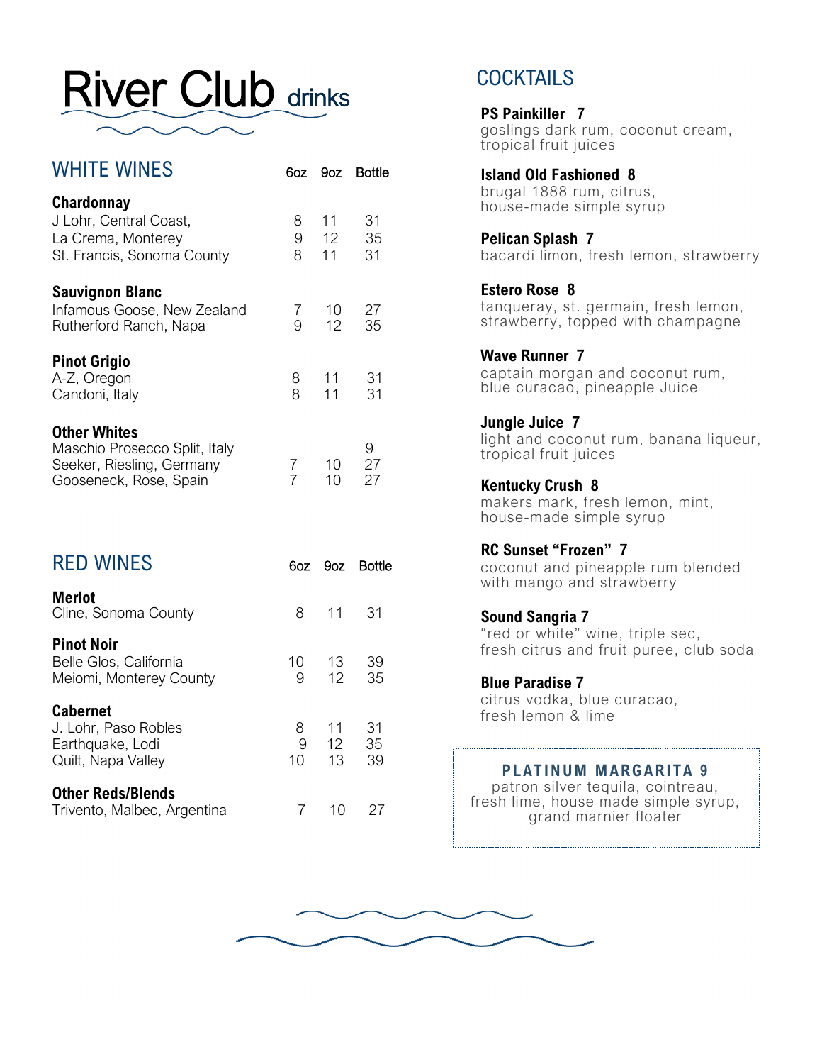# River Club drinks

## WHITE WINES

| | 6oz | 9oz | Bottle |
|---|---|---|---|
| **Chardonnay** | | | |
| J Lohr, Central Coast, | 8 | 11 | 31 |
| La Crema, Monterey | 9 | 12 | 35 |
| St. Francis, Sonoma County | 8 | 11 | 31 |
| **Sauvignon Blanc** | | | |
| Infamous Goose, New Zealand | 7 | 10 | 27 |
| Rutherford Ranch, Napa | 9 | 12 | 35 |
| **Pinot Grigio** | | | |
| A-Z, Oregon | 8 | 11 | 31 |
| Candoni, Italy | 8 | 11 | 31 |
| **Other Whites** | | | |
| Maschio Prosecco Split, Italy | | | 9 |
| Seeker, Riesling, Germany | 7 | 10 | 27 |
| Gooseneck, Rose, Spain | 7 | 10 | 27 |

## RED WINES

| | 6oz | 9oz | Bottle |
|---|---|---|---|
| **Merlot** | | | |
| Cline, Sonoma County | 8 | 11 | 31 |
| **Pinot Noir** | | | |
| Belle Glos, California | 10 | 13 | 39 |
| Meiomi, Monterey County | 9 | 12 | 35 |
| **Cabernet** | | | |
| J. Lohr, Paso Robles | 8 | 11 | 31 |
| Earthquake, Lodi | 9 | 12 | 35 |
| Quilt, Napa Valley | 10 | 13 | 39 |
| **Other Reds/Blends** | | | |
| Trivento, Malbec, Argentina | 7 | 10 | 27 |

## COCKTAILS

**PS Painkiller 7**
goslings dark rum, coconut cream, tropical fruit juices

**Island Old Fashioned 8**
brugal 1888 rum, citrus, house-made simple syrup

**Pelican Splash 7**
bacardi limon, fresh lemon, strawberry

**Estero Rose 8**
tanqueray, st. germain, fresh lemon, strawberry, topped with champagne

**Wave Runner 7**
captain morgan and coconut rum, blue curacao, pineapple Juice

**Jungle Juice 7**
light and coconut rum, banana liqueur, tropical fruit juices

**Kentucky Crush 8**
makers mark, fresh lemon, mint, house-made simple syrup

**RC Sunset "Frozen" 7**
coconut and pineapple rum blended with mango and strawberry

**Sound Sangria 7**
"red or white" wine, triple sec, fresh citrus and fruit puree, club soda

**Blue Paradise 7**
citrus vodka, blue curacao, fresh lemon & lime

**PLATINUM MARGARITA 9**
patron silver tequila, cointreau, fresh lime, house made simple syrup, grand marnier floater